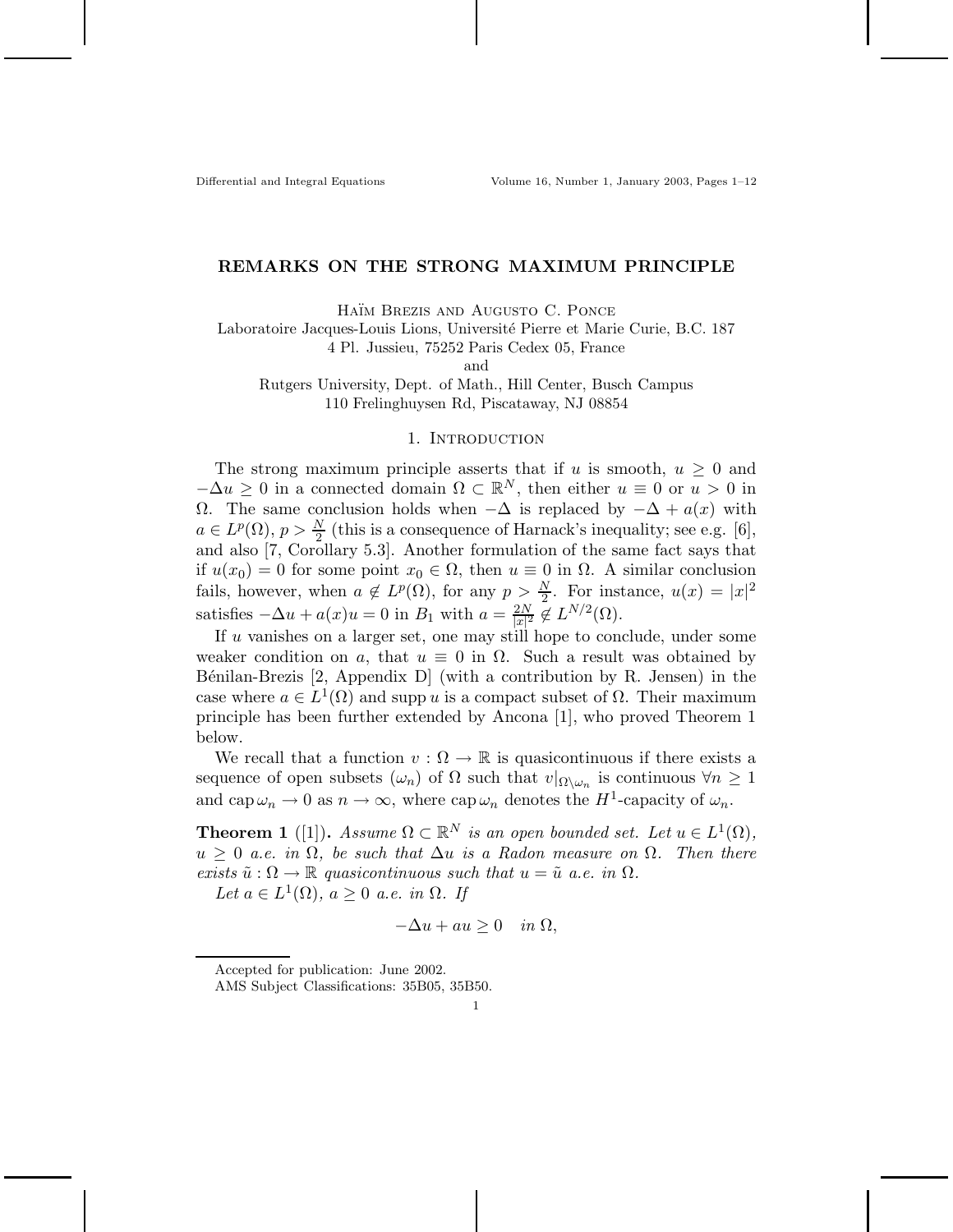# REMARKS ON THE STRONG MAXIMUM PRINCIPLE

Haïm Brezis and Augusto C. Ponce

Laboratoire Jacques-Louis Lions, Université Pierre et Marie Curie, B.C. 187
4 Pl. Jussieu, 75252 Paris Cedex 05, France
and
Rutgers University, Dept. of Math., Hill Center, Busch Campus
110 Frelinghuysen Rd, Piscataway, NJ 08854

## 1. Introduction

The strong maximum principle asserts that if $u$ is smooth, $u \geq 0$ and $-\Delta u \geq 0$ in a connected domain $\Omega \subset \mathbb{R}^N$, then either $u \equiv 0$ or $u > 0$ in $\Omega$. The same conclusion holds when $-\Delta$ is replaced by $-\Delta + a(x)$ with $a \in L^p(\Omega)$, $p > \frac{N}{2}$ (this is a consequence of Harnack's inequality; see e.g. [6], and also [7, Corollary 5.3]. Another formulation of the same fact says that if $u(x_0) = 0$ for some point $x_0 \in \Omega$, then $u \equiv 0$ in $\Omega$. A similar conclusion fails, however, when $a \notin L^p(\Omega)$, for any $p > \frac{N}{2}$. For instance, $u(x) = |x|^2$ satisfies $-\Delta u + a(x)u = 0$ in $B_1$ with $a = \frac{2N}{|x|^2} \notin L^{N/2}(\Omega)$.

If $u$ vanishes on a larger set, one may still hope to conclude, under some weaker condition on $a$, that $u \equiv 0$ in $\Omega$. Such a result was obtained by Bénilan-Brezis [2, Appendix D] (with a contribution by R. Jensen) in the case where $a \in L^1(\Omega)$ and $\operatorname{supp} u$ is a compact subset of $\Omega$. Their maximum principle has been further extended by Ancona [1], who proved Theorem 1 below.

We recall that a function $v : \Omega \to \mathbb{R}$ is quasicontinuous if there exists a sequence of open subsets $(\omega_n)$ of $\Omega$ such that $v|_{\Omega \setminus \omega_n}$ is continuous $\forall n \geq 1$ and $\operatorname{cap} \omega_n \to 0$ as $n \to \infty$, where $\operatorname{cap} \omega_n$ denotes the $H^1$-capacity of $\omega_n$.

**Theorem 1** ([1])**.** *Assume $\Omega \subset \mathbb{R}^N$ is an open bounded set. Let $u \in L^1(\Omega)$, $u \geq 0$ a.e. in $\Omega$, be such that $\Delta u$ is a Radon measure on $\Omega$. Then there exists $\tilde{u} : \Omega \to \mathbb{R}$ quasicontinuous such that $u = \tilde{u}$ a.e. in $\Omega$.*

*Let $a \in L^1(\Omega)$, $a \geq 0$ a.e. in $\Omega$. If*

$$-\Delta u + au \geq 0 \quad \text{in } \Omega,$$

Accepted for publication: June 2002.
AMS Subject Classifications: 35B05, 35B50.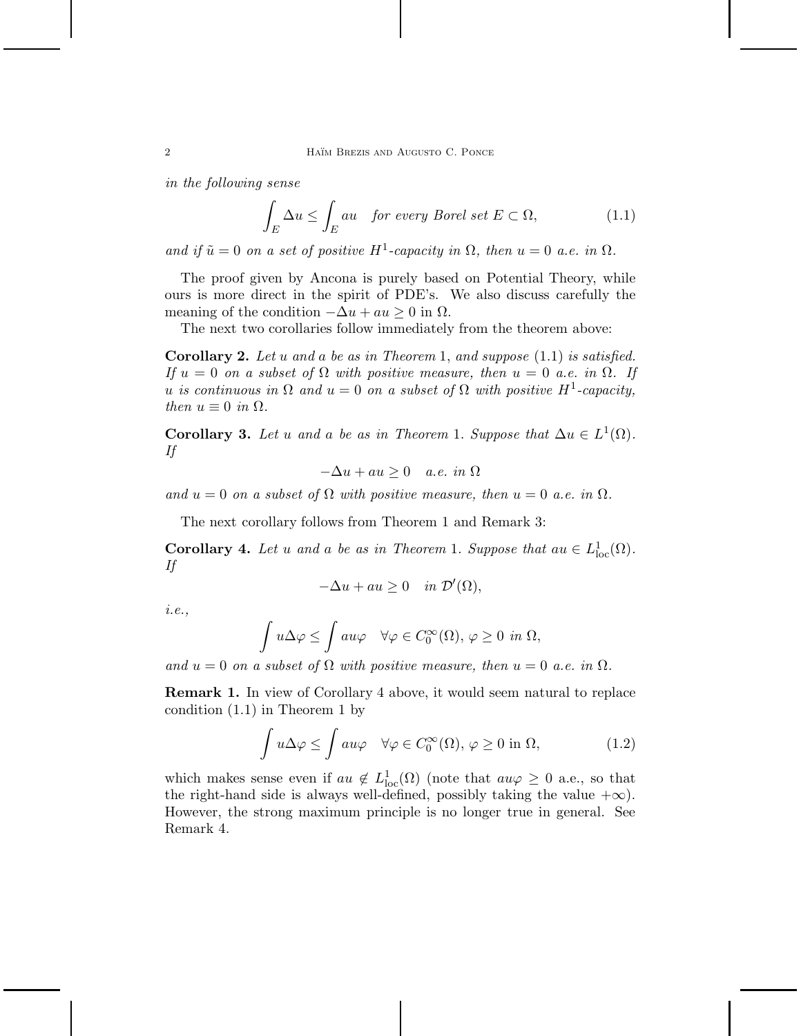*in the following sense*

$$\int_E \Delta u \leq \int_E au \quad \text{for every Borel set } E \subset \Omega, \tag{1.1}$$

*and if $\tilde{u} = 0$ on a set of positive $H^1$-capacity in $\Omega$, then $u = 0$ a.e. in $\Omega$.*

The proof given by Ancona is purely based on Potential Theory, while ours is more direct in the spirit of PDE's. We also discuss carefully the meaning of the condition $-\Delta u + au \geq 0$ in $\Omega$.

The next two corollaries follow immediately from the theorem above:

**Corollary 2.** *Let $u$ and $a$ be as in Theorem 1, and suppose (1.1) is satisfied. If $u = 0$ on a subset of $\Omega$ with positive measure, then $u = 0$ a.e. in $\Omega$. If $u$ is continuous in $\Omega$ and $u = 0$ on a subset of $\Omega$ with positive $H^1$-capacity, then $u \equiv 0$ in $\Omega$.*

**Corollary 3.** *Let $u$ and $a$ be as in Theorem 1. Suppose that $\Delta u \in L^1(\Omega)$. If*

$$-\Delta u + au \geq 0 \quad \text{a.e. in } \Omega$$

*and $u = 0$ on a subset of $\Omega$ with positive measure, then $u = 0$ a.e. in $\Omega$.*

The next corollary follows from Theorem 1 and Remark 3:

**Corollary 4.** *Let $u$ and $a$ be as in Theorem 1. Suppose that $au \in L^1_{\mathrm{loc}}(\Omega)$. If*

$$-\Delta u + au \geq 0 \quad \text{in } \mathcal{D}'(\Omega),$$

*i.e.,*

$$\int u \Delta \varphi \leq \int au\varphi \quad \forall \varphi \in C_0^\infty(\Omega),\ \varphi \geq 0 \text{ in } \Omega,$$

*and $u = 0$ on a subset of $\Omega$ with positive measure, then $u = 0$ a.e. in $\Omega$.*

**Remark 1.** In view of Corollary 4 above, it would seem natural to replace condition (1.1) in Theorem 1 by

$$\int u \Delta \varphi \leq \int au\varphi \quad \forall \varphi \in C_0^\infty(\Omega),\ \varphi \geq 0 \text{ in } \Omega, \tag{1.2}$$

which makes sense even if $au \notin L^1_{\mathrm{loc}}(\Omega)$ (note that $au\varphi \geq 0$ a.e., so that the right-hand side is always well-defined, possibly taking the value $+\infty$). However, the strong maximum principle is no longer true in general. See Remark 4.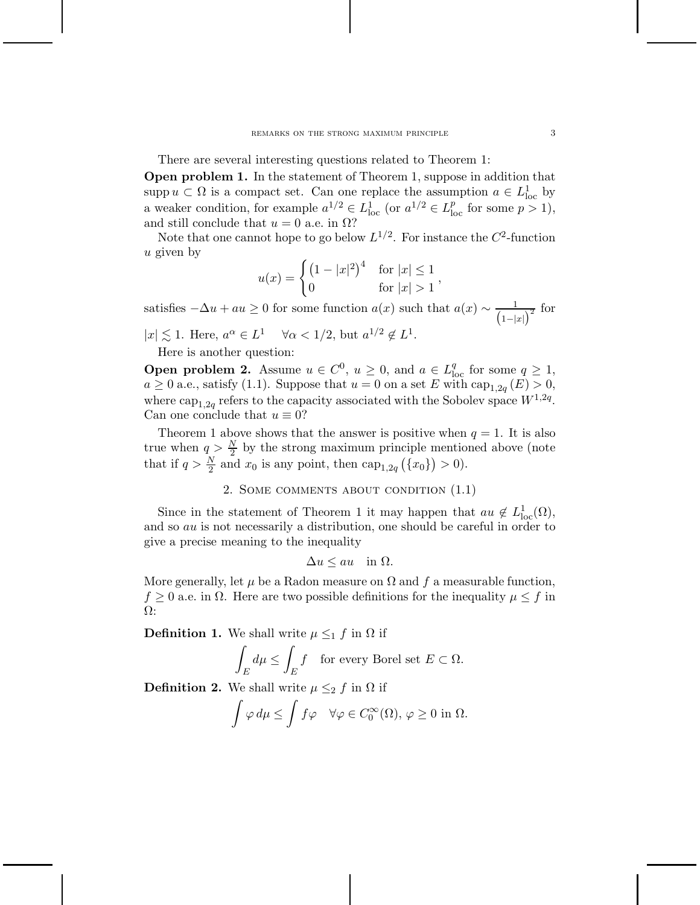There are several interesting questions related to Theorem 1:

**Open problem 1.** In the statement of Theorem 1, suppose in addition that $\operatorname{supp} u \subset \Omega$ is a compact set. Can one replace the assumption $a \in L^1_{\text{loc}}$ by a weaker condition, for example $a^{1/2} \in L^1_{\text{loc}}$ (or $a^{1/2} \in L^p_{\text{loc}}$ for some $p > 1$), and still conclude that $u = 0$ a.e. in $\Omega$?

Note that one cannot hope to go below $L^{1/2}$. For instance the $C^2$-function $u$ given by

$$u(x) = \begin{cases} \left(1 - |x|^2\right)^4 & \text{for } |x| \leq 1 \\ 0 & \text{for } |x| > 1 \end{cases},$$

satisfies $-\Delta u + au \geq 0$ for some function $a(x)$ such that $a(x) \sim \frac{1}{\left(1-|x|\right)^2}$ for $|x| \lesssim 1$. Here, $a^\alpha \in L^1 \quad \forall \alpha < 1/2$, but $a^{1/2} \notin L^1$.

Here is another question:

**Open problem 2.** Assume $u \in C^0$, $u \geq 0$, and $a \in L^q_{\text{loc}}$ for some $q \geq 1$, $a \geq 0$ a.e., satisfy (1.1). Suppose that $u = 0$ on a set $E$ with $\operatorname{cap}_{1,2q}(E) > 0$, where $\operatorname{cap}_{1,2q}$ refers to the capacity associated with the Sobolev space $W^{1,2q}$. Can one conclude that $u \equiv 0$?

Theorem 1 above shows that the answer is positive when $q = 1$. It is also true when $q > \frac{N}{2}$ by the strong maximum principle mentioned above (note that if $q > \frac{N}{2}$ and $x_0$ is any point, then $\operatorname{cap}_{1,2q}\left(\{x_0\}\right) > 0$).

## 2. Some comments about condition (1.1)

Since in the statement of Theorem 1 it may happen that $au \notin L^1_{\text{loc}}(\Omega)$, and so $au$ is not necessarily a distribution, one should be careful in order to give a precise meaning to the inequality

$$\Delta u \leq au \quad \text{in } \Omega.$$

More generally, let $\mu$ be a Radon measure on $\Omega$ and $f$ a measurable function, $f \geq 0$ a.e. in $\Omega$. Here are two possible definitions for the inequality $\mu \leq f$ in $\Omega$:

**Definition 1.** We shall write $\mu \leq_1 f$ in $\Omega$ if

$$\int_E d\mu \leq \int_E f \quad \text{for every Borel set } E \subset \Omega.$$

**Definition 2.** We shall write $\mu \leq_2 f$ in $\Omega$ if

$$\int \varphi \, d\mu \leq \int f\varphi \quad \forall \varphi \in C_0^\infty(\Omega),\, \varphi \geq 0 \text{ in } \Omega.$$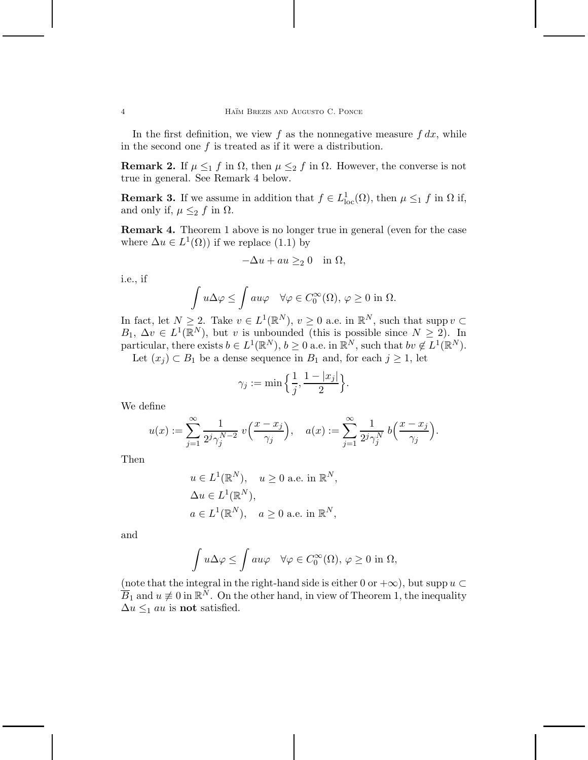In the first definition, we view $f$ as the nonnegative measure $f\,dx$, while in the second one $f$ is treated as if it were a distribution.

**Remark 2.** If $\mu \leq_1 f$ in $\Omega$, then $\mu \leq_2 f$ in $\Omega$. However, the converse is not true in general. See Remark 4 below.

**Remark 3.** If we assume in addition that $f \in L^1_{\mathrm{loc}}(\Omega)$, then $\mu \leq_1 f$ in $\Omega$ if, and only if, $\mu \leq_2 f$ in $\Omega$.

**Remark 4.** Theorem 1 above is no longer true in general (even for the case where $\Delta u \in L^1(\Omega)$) if we replace (1.1) by

$$-\Delta u + au \geq_2 0 \quad \text{in } \Omega,$$

i.e., if

$$\int u\Delta\varphi \leq \int au\varphi \quad \forall \varphi \in C_0^\infty(\Omega),\ \varphi \geq 0 \text{ in } \Omega.$$

In fact, let $N \geq 2$. Take $v \in L^1(\mathbb{R}^N)$, $v \geq 0$ a.e. in $\mathbb{R}^N$, such that $\operatorname{supp} v \subset B_1$, $\Delta v \in L^1(\mathbb{R}^N)$, but $v$ is unbounded (this is possible since $N \geq 2$). In particular, there exists $b \in L^1(\mathbb{R}^N)$, $b \geq 0$ a.e. in $\mathbb{R}^N$, such that $bv \notin L^1(\mathbb{R}^N)$.

Let $(x_j) \subset B_1$ be a dense sequence in $B_1$ and, for each $j \geq 1$, let

$$\gamma_j := \min\Big\{\frac{1}{j}, \frac{1-|x_j|}{2}\Big\}.$$

We define

$$u(x) := \sum_{j=1}^\infty \frac{1}{2^j\gamma_j^{N-2}}\, v\Big(\frac{x-x_j}{\gamma_j}\Big), \quad a(x) := \sum_{j=1}^\infty \frac{1}{2^j\gamma_j^{N}}\, b\Big(\frac{x-x_j}{\gamma_j}\Big).$$

Then

$$\begin{aligned}
&u \in L^1(\mathbb{R}^N), \quad u \geq 0 \text{ a.e. in } \mathbb{R}^N,\\
&\Delta u \in L^1(\mathbb{R}^N),\\
&a \in L^1(\mathbb{R}^N), \quad a \geq 0 \text{ a.e. in } \mathbb{R}^N,
\end{aligned}$$

and

$$\int u\Delta\varphi \leq \int au\varphi \quad \forall \varphi \in C_0^\infty(\Omega),\ \varphi \geq 0 \text{ in } \Omega,$$

(note that the integral in the right-hand side is either 0 or $+\infty$), but $\operatorname{supp} u \subset \overline{B}_1$ and $u \not\equiv 0$ in $\mathbb{R}^N$. On the other hand, in view of Theorem 1, the inequality $\Delta u \leq_1 au$ is **not** satisfied.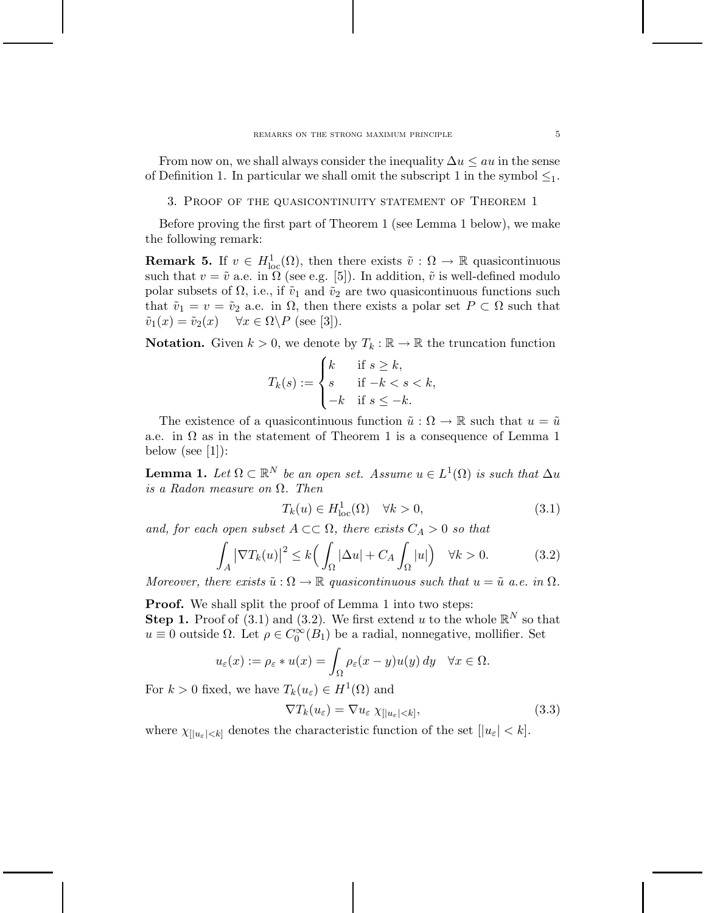From now on, we shall always consider the inequality $\Delta u \le au$ in the sense of Definition 1. In particular we shall omit the subscript 1 in the symbol $\le_1$.

## 3. Proof of the quasicontinuity statement of Theorem 1

Before proving the first part of Theorem 1 (see Lemma 1 below), we make the following remark:

**Remark 5.** If $v \in H^1_{\mathrm{loc}}(\Omega)$, then there exists $\tilde{v} : \Omega \to \mathbb{R}$ quasicontinuous such that $v = \tilde{v}$ a.e. in $\Omega$ (see e.g. [5]). In addition, $\tilde{v}$ is well-defined modulo polar subsets of $\Omega$, i.e., if $\tilde{v}_1$ and $\tilde{v}_2$ are two quasicontinuous functions such that $\tilde{v}_1 = v = \tilde{v}_2$ a.e. in $\Omega$, then there exists a polar set $P \subset \Omega$ such that $\tilde{v}_1(x) = \tilde{v}_2(x) \quad \forall x \in \Omega \backslash P$ (see [3]).

**Notation.** Given $k > 0$, we denote by $T_k : \mathbb{R} \to \mathbb{R}$ the truncation function

$$T_k(s) := \begin{cases} k & \text{if } s \ge k, \\ s & \text{if } -k < s < k, \\ -k & \text{if } s \le -k. \end{cases}$$

The existence of a quasicontinuous function $\tilde{u} : \Omega \to \mathbb{R}$ such that $u = \tilde{u}$ a.e. in $\Omega$ as in the statement of Theorem 1 is a consequence of Lemma 1 below (see [1]):

**Lemma 1.** *Let $\Omega \subset \mathbb{R}^N$ be an open set. Assume $u \in L^1(\Omega)$ is such that $\Delta u$ is a Radon measure on $\Omega$. Then*

$$T_k(u) \in H^1_{\mathrm{loc}}(\Omega) \quad \forall k > 0, \tag{3.1}$$

*and, for each open subset $A \subset\subset \Omega$, there exists $C_A > 0$ so that*

$$\int_A \left|\nabla T_k(u)\right|^2 \le k\Big( \int_\Omega |\Delta u| + C_A \int_\Omega |u| \Big) \quad \forall k > 0. \tag{3.2}$$

*Moreover, there exists $\tilde{u} : \Omega \to \mathbb{R}$ quasicontinuous such that $u = \tilde{u}$ a.e. in $\Omega$.*

**Proof.** We shall split the proof of Lemma 1 into two steps:

**Step 1.** Proof of (3.1) and (3.2). We first extend $u$ to the whole $\mathbb{R}^N$ so that $u \equiv 0$ outside $\Omega$. Let $\rho \in C_0^\infty(B_1)$ be a radial, nonnegative, mollifier. Set

$$u_\varepsilon(x) := \rho_\varepsilon * u(x) = \int_\Omega \rho_\varepsilon(x - y) u(y)\, dy \quad \forall x \in \Omega.$$

For $k > 0$ fixed, we have $T_k(u_\varepsilon) \in H^1(\Omega)$ and

$$\nabla T_k(u_\varepsilon) = \nabla u_\varepsilon \; \chi_{[|u_\varepsilon| < k]}, \tag{3.3}$$

where $\chi_{[|u_\varepsilon| < k]}$ denotes the characteristic function of the set $[|u_\varepsilon| < k]$.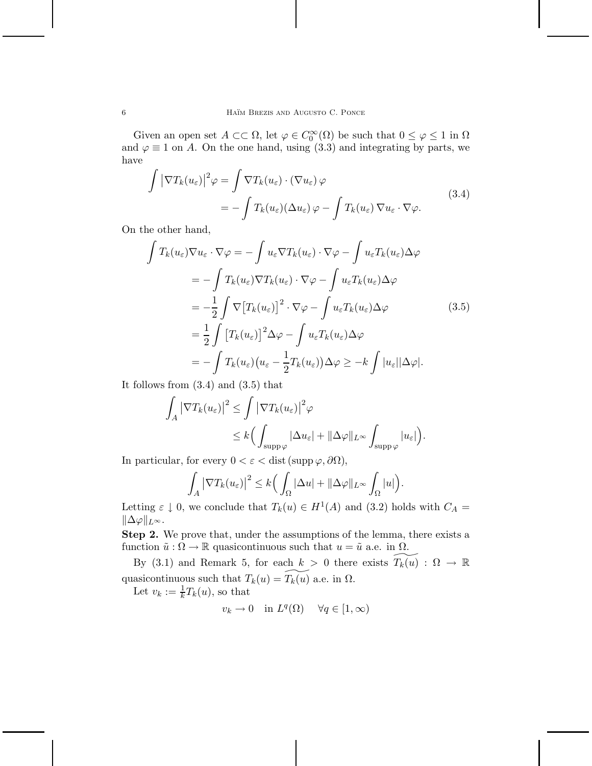Given an open set $A \subset\subset \Omega$, let $\varphi \in C_0^\infty(\Omega)$ be such that $0 \le \varphi \le 1$ in $\Omega$ and $\varphi \equiv 1$ on $A$. On the one hand, using (3.3) and integrating by parts, we have

$$
\begin{aligned}
\int \big|\nabla T_k(u_\varepsilon)\big|^2 \varphi &= \int \nabla T_k(u_\varepsilon) \cdot (\nabla u_\varepsilon)\, \varphi \\
&= -\int T_k(u_\varepsilon)(\Delta u_\varepsilon)\, \varphi - \int T_k(u_\varepsilon)\, \nabla u_\varepsilon \cdot \nabla \varphi.
\end{aligned}
\tag{3.4}
$$

On the other hand,

$$
\begin{aligned}
\int T_k(u_\varepsilon) \nabla u_\varepsilon \cdot \nabla \varphi &= -\int u_\varepsilon \nabla T_k(u_\varepsilon) \cdot \nabla \varphi - \int u_\varepsilon T_k(u_\varepsilon) \Delta \varphi \\
&= -\int T_k(u_\varepsilon) \nabla T_k(u_\varepsilon) \cdot \nabla \varphi - \int u_\varepsilon T_k(u_\varepsilon) \Delta \varphi \\
&= -\frac{1}{2} \int \nabla \big[T_k(u_\varepsilon)\big]^2 \cdot \nabla \varphi - \int u_\varepsilon T_k(u_\varepsilon) \Delta \varphi \\
&= \frac{1}{2} \int \big[T_k(u_\varepsilon)\big]^2 \Delta \varphi - \int u_\varepsilon T_k(u_\varepsilon) \Delta \varphi \\
&= -\int T_k(u_\varepsilon)\big(u_\varepsilon - \frac{1}{2} T_k(u_\varepsilon)\big) \Delta \varphi \ge -k \int |u_\varepsilon||\Delta \varphi|.
\end{aligned}
\tag{3.5}
$$

It follows from (3.4) and (3.5) that

$$
\begin{aligned}
\int_A \big|\nabla T_k(u_\varepsilon)\big|^2 &\le \int \big|\nabla T_k(u_\varepsilon)\big|^2 \varphi \\
&\le k\Big( \int_{\operatorname{supp} \varphi} |\Delta u_\varepsilon| + \|\Delta \varphi\|_{L^\infty} \int_{\operatorname{supp} \varphi} |u_\varepsilon| \Big).
\end{aligned}
$$

In particular, for every $0 < \varepsilon < \operatorname{dist}(\operatorname{supp} \varphi, \partial\Omega)$,

$$
\int_A \big|\nabla T_k(u_\varepsilon)\big|^2 \le k\Big( \int_\Omega |\Delta u| + \|\Delta \varphi\|_{L^\infty} \int_\Omega |u| \Big).
$$

Letting $\varepsilon \downarrow 0$, we conclude that $T_k(u) \in H^1(A)$ and (3.2) holds with $C_A = \|\Delta \varphi\|_{L^\infty}$.

**Step 2.** We prove that, under the assumptions of the lemma, there exists a function $\tilde{u} : \Omega \to \mathbb{R}$ quasicontinuous such that $u = \tilde{u}$ a.e. in $\Omega$.

By (3.1) and Remark 5, for each $k > 0$ there exists $\widetilde{T_k(u)} : \Omega \to \mathbb{R}$ quasicontinuous such that $T_k(u) = \widetilde{T_k(u)}$ a.e. in $\Omega$.

Let $v_k := \frac{1}{k} T_k(u)$, so that

$$
v_k \to 0 \quad \text{in } L^q(\Omega) \quad \forall q \in [1, \infty)
$$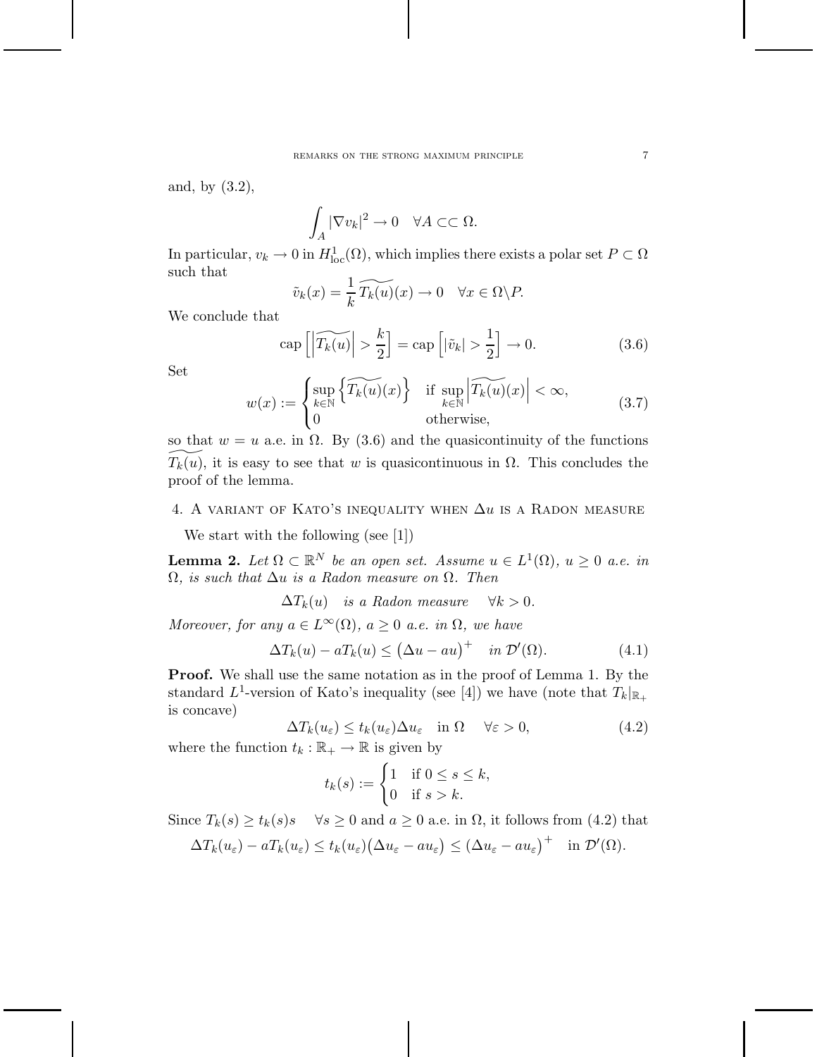and, by (3.2),

$$\int_A |\nabla v_k|^2 \to 0 \quad \forall A \subset\subset \Omega.$$

In particular, $v_k \to 0$ in $H^1_{\text{loc}}(\Omega)$, which implies there exists a polar set $P \subset \Omega$ such that

$$\tilde{v}_k(x) = \frac{1}{k}\widetilde{T_k(u)}(x) \to 0 \quad \forall x \in \Omega \backslash P.$$

We conclude that

$$\text{cap}\left[\left|\widetilde{T_k(u)}\right| > \frac{k}{2}\right] = \text{cap}\left[|\tilde{v}_k| > \frac{1}{2}\right] \to 0. \tag{3.6}$$

Set

$$w(x) := \begin{cases} \sup\limits_{k \in \mathbb{N}} \left\{\widetilde{T_k(u)}(x)\right\} & \text{if } \sup\limits_{k \in \mathbb{N}} \left|\widetilde{T_k(u)}(x)\right| < \infty, \\ 0 & \text{otherwise,} \end{cases} \tag{3.7}$$

so that $w = u$ a.e. in $\Omega$. By (3.6) and the quasicontinuity of the functions $\widetilde{T_k(u)}$, it is easy to see that $w$ is quasicontinuous in $\Omega$. This concludes the proof of the lemma.

## 4. A variant of Kato's inequality when $\Delta u$ is a Radon measure

We start with the following (see [1])

**Lemma 2.** *Let $\Omega \subset \mathbb{R}^N$ be an open set. Assume $u \in L^1(\Omega)$, $u \geq 0$ a.e. in $\Omega$, is such that $\Delta u$ is a Radon measure on $\Omega$. Then*

$$\Delta T_k(u) \quad \textit{is a Radon measure} \quad \forall k > 0.$$

*Moreover, for any $a \in L^\infty(\Omega)$, $a \geq 0$ a.e. in $\Omega$, we have*

$$\Delta T_k(u) - aT_k(u) \leq \big(\Delta u - au\big)^+ \quad \textit{in } \mathcal{D}'(\Omega). \tag{4.1}$$

**Proof.** We shall use the same notation as in the proof of Lemma 1. By the standard $L^1$-version of Kato's inequality (see [4]) we have (note that $T_k|_{\mathbb{R}_+}$ is concave)

$$\Delta T_k(u_\varepsilon) \leq t_k(u_\varepsilon)\Delta u_\varepsilon \quad \text{in } \Omega \quad \forall \varepsilon > 0, \tag{4.2}$$

where the function $t_k : \mathbb{R}_+ \to \mathbb{R}$ is given by

$$t_k(s) := \begin{cases} 1 & \text{if } 0 \leq s \leq k, \\ 0 & \text{if } s > k. \end{cases}$$

Since $T_k(s) \geq t_k(s)s \quad \forall s \geq 0$ and $a \geq 0$ a.e. in $\Omega$, it follows from (4.2) that

$$\Delta T_k(u_\varepsilon) - aT_k(u_\varepsilon) \leq t_k(u_\varepsilon)\big(\Delta u_\varepsilon - au_\varepsilon\big) \leq \big(\Delta u_\varepsilon - au_\varepsilon\big)^+ \quad \text{in } \mathcal{D}'(\Omega).$$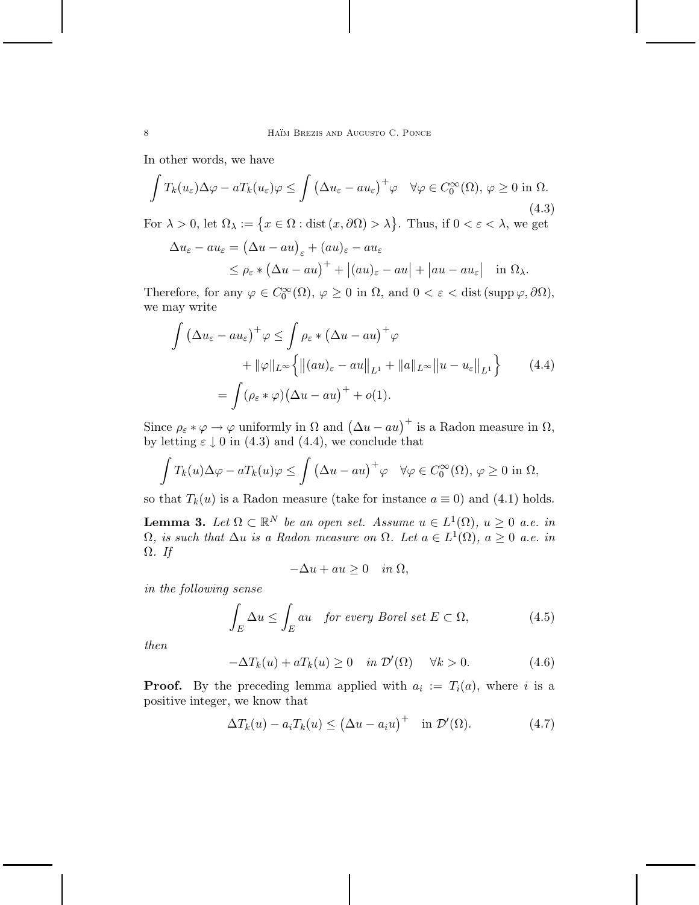In other words, we have

$$\int T_k(u_\varepsilon)\Delta\varphi - aT_k(u_\varepsilon)\varphi \leq \int \big(\Delta u_\varepsilon - au_\varepsilon\big)^+\varphi \quad \forall \varphi \in C_0^\infty(\Omega),\, \varphi \geq 0 \text{ in } \Omega. \tag{4.3}$$

For $\lambda > 0$, let $\Omega_\lambda := \big\{x \in \Omega : \operatorname{dist}(x, \partial\Omega) > \lambda\big\}$. Thus, if $0 < \varepsilon < \lambda$, we get

$$\begin{aligned}
\Delta u_\varepsilon - au_\varepsilon &= \big(\Delta u - au\big)_\varepsilon + (au)_\varepsilon - au_\varepsilon \\
&\leq \rho_\varepsilon * \big(\Delta u - au\big)^+ + \big|(au)_\varepsilon - au\big| + \big|au - au_\varepsilon\big| \quad \text{in } \Omega_\lambda.
\end{aligned}$$

Therefore, for any $\varphi \in C_0^\infty(\Omega)$, $\varphi \geq 0$ in $\Omega$, and $0 < \varepsilon < \operatorname{dist}(\operatorname{supp}\varphi, \partial\Omega)$, we may write

$$\begin{aligned}
\int \big(\Delta u_\varepsilon - au_\varepsilon\big)^+\varphi &\leq \int \rho_\varepsilon * \big(\Delta u - au\big)^+\varphi \\
&\qquad + \|\varphi\|_{L^\infty}\Big\{\big\|(au)_\varepsilon - au\big\|_{L^1} + \|a\|_{L^\infty}\big\|u - u_\varepsilon\big\|_{L^1}\Big\} \\
&= \int (\rho_\varepsilon * \varphi)\big(\Delta u - au\big)^+ + o(1).
\end{aligned} \tag{4.4}$$

Since $\rho_\varepsilon * \varphi \to \varphi$ uniformly in $\Omega$ and $\big(\Delta u - au\big)^+$ is a Radon measure in $\Omega$, by letting $\varepsilon \downarrow 0$ in (4.3) and (4.4), we conclude that

$$\int T_k(u)\Delta\varphi - aT_k(u)\varphi \leq \int \big(\Delta u - au\big)^+\varphi \quad \forall \varphi \in C_0^\infty(\Omega),\, \varphi \geq 0 \text{ in } \Omega,$$

so that $T_k(u)$ is a Radon measure (take for instance $a \equiv 0$) and (4.1) holds.

**Lemma 3.** *Let $\Omega \subset \mathbb{R}^N$ be an open set. Assume $u \in L^1(\Omega)$, $u \geq 0$ a.e. in $\Omega$, is such that $\Delta u$ is a Radon measure on $\Omega$. Let $a \in L^1(\Omega)$, $a \geq 0$ a.e. in $\Omega$. If*

$$-\Delta u + au \geq 0 \quad \text{in } \Omega,$$

*in the following sense*

$$\int_E \Delta u \leq \int_E au \quad \text{for every Borel set } E \subset \Omega, \tag{4.5}$$

*then*

$$-\Delta T_k(u) + aT_k(u) \geq 0 \quad \text{in } \mathcal{D}'(\Omega) \quad \forall k > 0. \tag{4.6}$$

**Proof.** By the preceding lemma applied with $a_i := T_i(a)$, where $i$ is a positive integer, we know that

$$\Delta T_k(u) - a_iT_k(u) \leq \big(\Delta u - a_iu\big)^+ \quad \text{in } \mathcal{D}'(\Omega). \tag{4.7}$$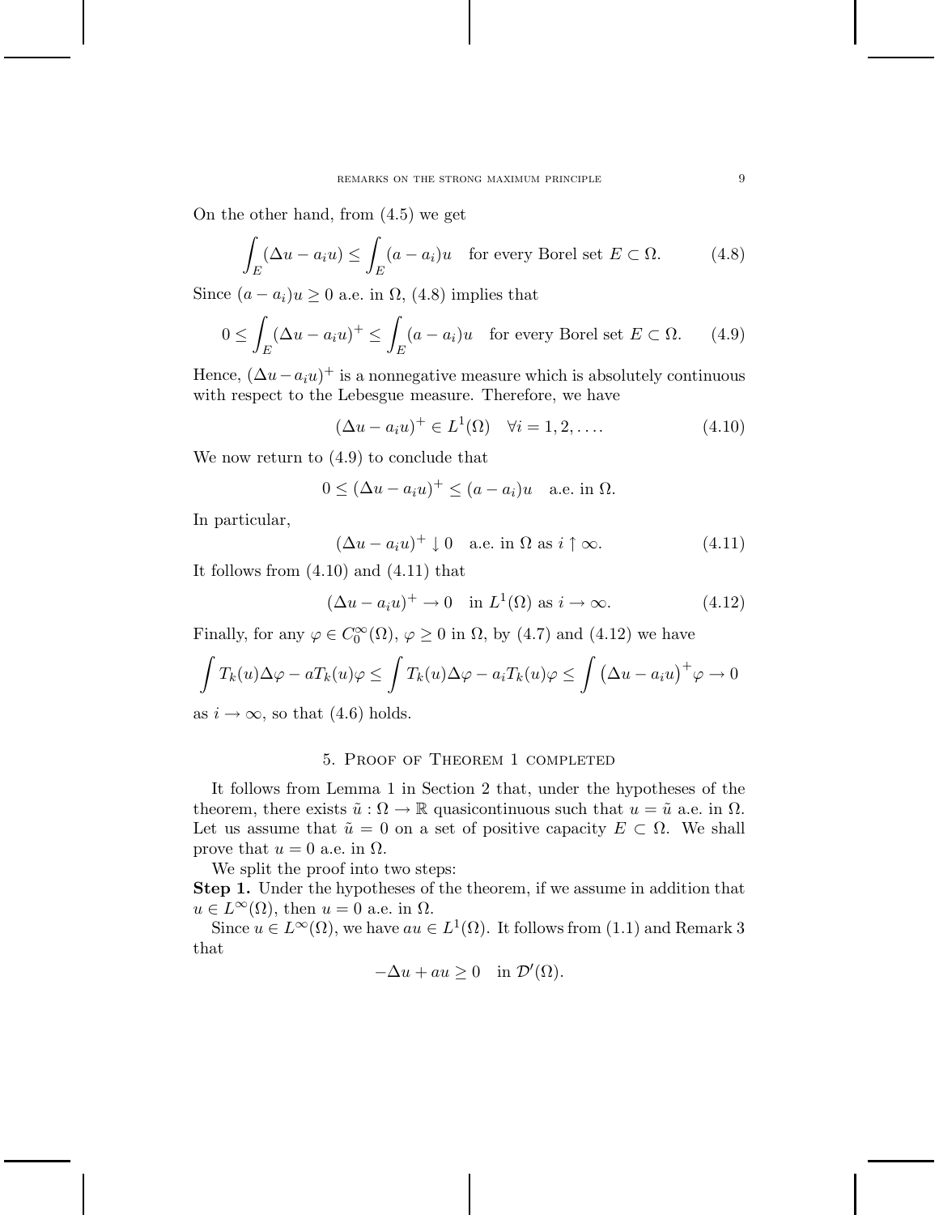On the other hand, from (4.5) we get

$$\int_E (\Delta u - a_i u) \le \int_E (a - a_i) u \quad \text{for every Borel set } E \subset \Omega. \tag{4.8}$$

Since $(a - a_i)u \ge 0$ a.e. in $\Omega$, (4.8) implies that

$$0 \le \int_E (\Delta u - a_i u)^+ \le \int_E (a - a_i) u \quad \text{for every Borel set } E \subset \Omega. \tag{4.9}$$

Hence, $(\Delta u - a_i u)^+$ is a nonnegative measure which is absolutely continuous with respect to the Lebesgue measure. Therefore, we have

$$(\Delta u - a_i u)^+ \in L^1(\Omega) \quad \forall i = 1, 2, \ldots. \tag{4.10}$$

We now return to (4.9) to conclude that

$$0 \le (\Delta u - a_i u)^+ \le (a - a_i) u \quad \text{a.e. in } \Omega.$$

In particular,

$$(\Delta u - a_i u)^+ \downarrow 0 \quad \text{a.e. in } \Omega \text{ as } i \uparrow \infty. \tag{4.11}$$

It follows from (4.10) and (4.11) that

$$(\Delta u - a_i u)^+ \to 0 \quad \text{in } L^1(\Omega) \text{ as } i \to \infty. \tag{4.12}$$

Finally, for any $\varphi \in C_0^\infty(\Omega)$, $\varphi \ge 0$ in $\Omega$, by (4.7) and (4.12) we have

$$\int T_k(u)\Delta\varphi - aT_k(u)\varphi \le \int T_k(u)\Delta\varphi - a_i T_k(u)\varphi \le \int \big(\Delta u - a_i u\big)^+ \varphi \to 0$$

as $i \to \infty$, so that (4.6) holds.

## 5. Proof of Theorem 1 completed

It follows from Lemma 1 in Section 2 that, under the hypotheses of the theorem, there exists $\tilde{u} : \Omega \to \mathbb{R}$ quasicontinuous such that $u = \tilde{u}$ a.e. in $\Omega$. Let us assume that $\tilde{u} = 0$ on a set of positive capacity $E \subset \Omega$. We shall prove that $u = 0$ a.e. in $\Omega$.

We split the proof into two steps:

**Step 1.** Under the hypotheses of the theorem, if we assume in addition that $u \in L^\infty(\Omega)$, then $u = 0$ a.e. in $\Omega$.

Since $u \in L^\infty(\Omega)$, we have $au \in L^1(\Omega)$. It follows from (1.1) and Remark 3 that

$$-\Delta u + au \ge 0 \quad \text{in } \mathcal{D}'(\Omega).$$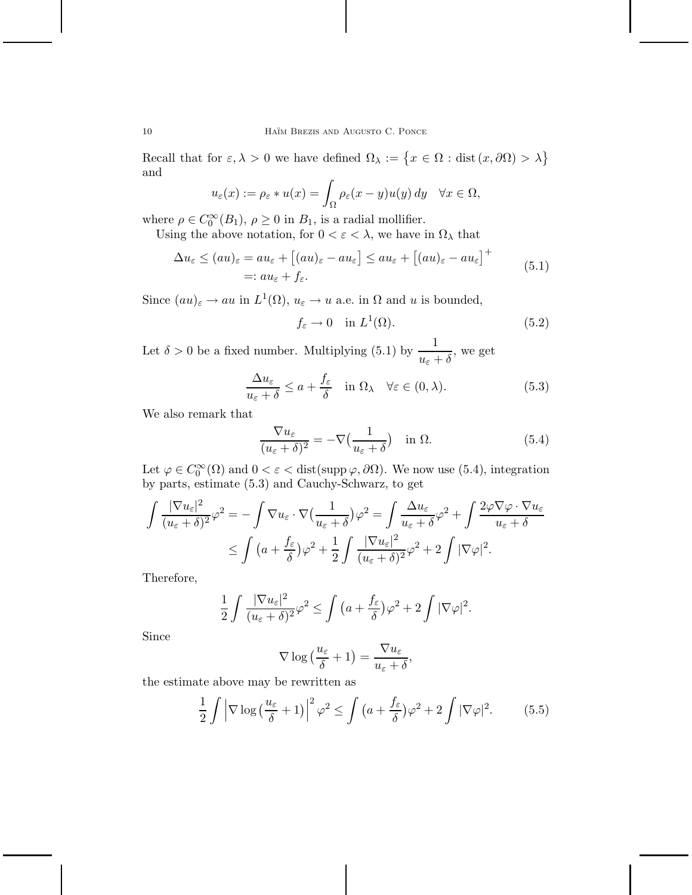Recall that for $\varepsilon, \lambda > 0$ we have defined $\Omega_\lambda := \{x \in \Omega : \operatorname{dist}(x, \partial\Omega) > \lambda\}$ and

$$
u_\varepsilon(x) := \rho_\varepsilon * u(x) = \int_\Omega \rho_\varepsilon(x-y) u(y)\, dy \quad \forall x \in \Omega,
$$

where $\rho \in C_0^\infty(B_1)$, $\rho \geq 0$ in $B_1$, is a radial mollifier.

Using the above notation, for $0 < \varepsilon < \lambda$, we have in $\Omega_\lambda$ that

$$
\begin{aligned}
\Delta u_\varepsilon \leq (au)_\varepsilon = a u_\varepsilon + \big[(au)_\varepsilon - a u_\varepsilon\big] &\leq a u_\varepsilon + \big[(au)_\varepsilon - a u_\varepsilon\big]^+ \\
&=: a u_\varepsilon + f_\varepsilon.
\end{aligned} \tag{5.1}
$$

Since $(au)_\varepsilon \to au$ in $L^1(\Omega)$, $u_\varepsilon \to u$ a.e. in $\Omega$ and $u$ is bounded,

$$
f_\varepsilon \to 0 \quad \text{in } L^1(\Omega). \tag{5.2}
$$

Let $\delta > 0$ be a fixed number. Multiplying (5.1) by $\dfrac{1}{u_\varepsilon + \delta}$, we get

$$
\frac{\Delta u_\varepsilon}{u_\varepsilon + \delta} \leq a + \frac{f_\varepsilon}{\delta} \quad \text{in } \Omega_\lambda \quad \forall \varepsilon \in (0, \lambda). \tag{5.3}
$$

We also remark that

$$
\frac{\nabla u_\varepsilon}{(u_\varepsilon + \delta)^2} = -\nabla\big(\frac{1}{u_\varepsilon + \delta}\big) \quad \text{in } \Omega. \tag{5.4}
$$

Let $\varphi \in C_0^\infty(\Omega)$ and $0 < \varepsilon < \operatorname{dist}(\operatorname{supp}\varphi, \partial\Omega)$. We now use (5.4), integration by parts, estimate (5.3) and Cauchy-Schwarz, to get

$$
\begin{aligned}
\int \frac{|\nabla u_\varepsilon|^2}{(u_\varepsilon + \delta)^2}\varphi^2 = -\int \nabla u_\varepsilon \cdot \nabla\big(\frac{1}{u_\varepsilon + \delta}\big)\varphi^2 &= \int \frac{\Delta u_\varepsilon}{u_\varepsilon + \delta}\varphi^2 + \int \frac{2\varphi \nabla\varphi \cdot \nabla u_\varepsilon}{u_\varepsilon + \delta} \\
&\leq \int \big(a + \frac{f_\varepsilon}{\delta}\big)\varphi^2 + \frac{1}{2}\int \frac{|\nabla u_\varepsilon|^2}{(u_\varepsilon + \delta)^2}\varphi^2 + 2\int |\nabla\varphi|^2.
\end{aligned}
$$

Therefore,

$$
\frac{1}{2}\int \frac{|\nabla u_\varepsilon|^2}{(u_\varepsilon + \delta)^2}\varphi^2 \leq \int \big(a + \frac{f_\varepsilon}{\delta}\big)\varphi^2 + 2\int |\nabla\varphi|^2.
$$

Since

$$
\nabla \log\big(\frac{u_\varepsilon}{\delta} + 1\big) = \frac{\nabla u_\varepsilon}{u_\varepsilon + \delta},
$$

the estimate above may be rewritten as

$$
\frac{1}{2}\int \big|\nabla \log\big(\frac{u_\varepsilon}{\delta} + 1\big)\big|^2 \varphi^2 \leq \int \big(a + \frac{f_\varepsilon}{\delta}\big)\varphi^2 + 2\int |\nabla\varphi|^2. \tag{5.5}
$$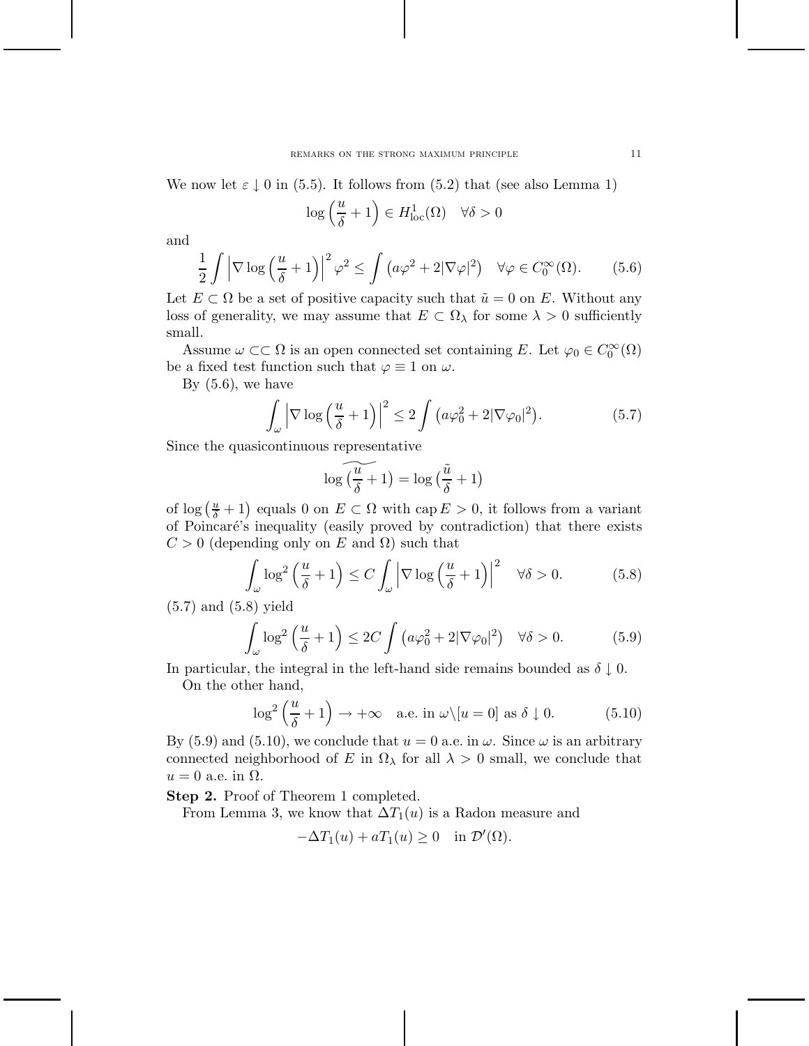We now let $\varepsilon \downarrow 0$ in (5.5). It follows from (5.2) that (see also Lemma 1)

$$\log\Big(\frac{u}{\delta}+1\Big) \in H^1_{\rm loc}(\Omega) \quad \forall \delta > 0$$

and

$$\frac{1}{2}\int \Big|\nabla \log\Big(\frac{u}{\delta}+1\Big)\Big|^2 \varphi^2 \le \int \big(a\varphi^2 + 2|\nabla\varphi|^2\big) \quad \forall \varphi \in C_0^\infty(\Omega). \tag{5.6}$$

Let $E \subset \Omega$ be a set of positive capacity such that $\tilde{u} = 0$ on $E$. Without any loss of generality, we may assume that $E \subset \Omega_\lambda$ for some $\lambda > 0$ sufficiently small.

Assume $\omega \subset\subset \Omega$ is an open connected set containing $E$. Let $\varphi_0 \in C_0^\infty(\Omega)$ be a fixed test function such that $\varphi \equiv 1$ on $\omega$.

By (5.6), we have

$$\int_\omega \Big|\nabla \log\Big(\frac{u}{\delta}+1\Big)\Big|^2 \le 2\int \big(a\varphi_0^2 + 2|\nabla\varphi_0|^2\big). \tag{5.7}$$

Since the quasicontinuous representative

$$\widetilde{\log\big(\frac{u}{\delta}+1\big)} = \log\big(\frac{\tilde{u}}{\delta}+1\big)$$

of $\log\big(\frac{u}{\delta}+1\big)$ equals 0 on $E \subset \Omega$ with $\operatorname{cap} E > 0$, it follows from a variant of Poincaré's inequality (easily proved by contradiction) that there exists $C > 0$ (depending only on $E$ and $\Omega$) such that

$$\int_\omega \log^2\Big(\frac{u}{\delta}+1\Big) \le C\int_\omega \Big|\nabla \log\Big(\frac{u}{\delta}+1\Big)\Big|^2 \quad \forall \delta > 0. \tag{5.8}$$

(5.7) and (5.8) yield

$$\int_\omega \log^2\Big(\frac{u}{\delta}+1\Big) \le 2C\int \big(a\varphi_0^2 + 2|\nabla\varphi_0|^2\big) \quad \forall \delta > 0. \tag{5.9}$$

In particular, the integral in the left-hand side remains bounded as $\delta \downarrow 0$.

On the other hand,

$$\log^2\Big(\frac{u}{\delta}+1\Big) \to +\infty \quad \text{a.e. in } \omega\backslash[u=0] \text{ as } \delta \downarrow 0. \tag{5.10}$$

By (5.9) and (5.10), we conclude that $u = 0$ a.e. in $\omega$. Since $\omega$ is an arbitrary connected neighborhood of $E$ in $\Omega_\lambda$ for all $\lambda > 0$ small, we conclude that $u = 0$ a.e. in $\Omega$.

**Step 2.** Proof of Theorem 1 completed.

From Lemma 3, we know that $\Delta T_1(u)$ is a Radon measure and

$$-\Delta T_1(u) + aT_1(u) \ge 0 \quad \text{in } \mathcal{D}'(\Omega).$$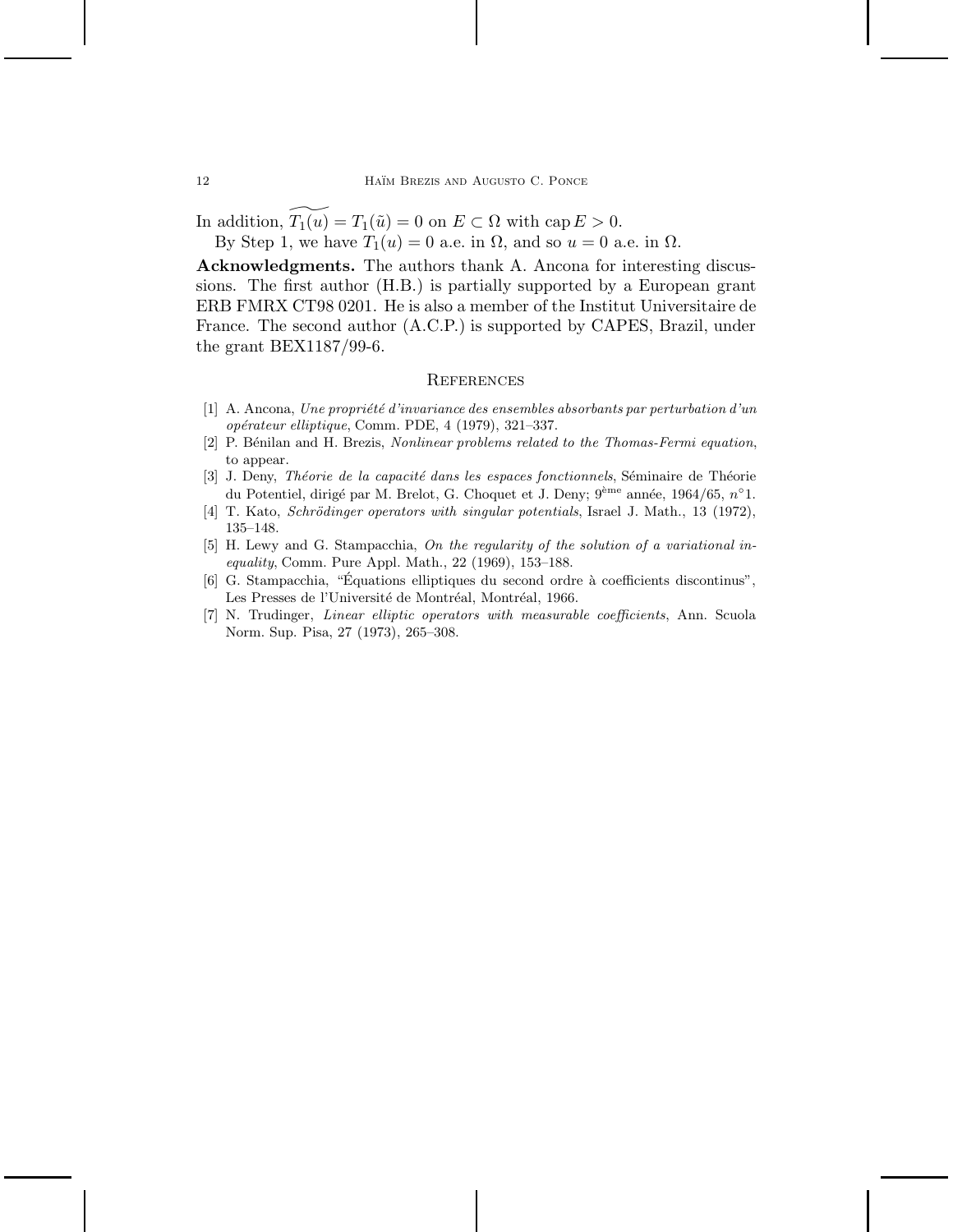In addition, $\widetilde{T_1(u)} = T_1(\tilde{u}) = 0$ on $E \subset \Omega$ with $\operatorname{cap} E > 0$.

By Step 1, we have $T_1(u) = 0$ a.e. in $\Omega$, and so $u = 0$ a.e. in $\Omega$.

**Acknowledgments.** The authors thank A. Ancona for interesting discussions. The first author (H.B.) is partially supported by a European grant ERB FMRX CT98 0201. He is also a member of the Institut Universitaire de France. The second author (A.C.P.) is supported by CAPES, Brazil, under the grant BEX1187/99-6.

## References

[1] A. Ancona, *Une propriété d'invariance des ensembles absorbants par perturbation d'un opérateur elliptique*, Comm. PDE, 4 (1979), 321–337.

[2] P. Bénilan and H. Brezis, *Nonlinear problems related to the Thomas-Fermi equation*, to appear.

[3] J. Deny, *Théorie de la capacité dans les espaces fonctionnels*, Séminaire de Théorie du Potentiel, dirigé par M. Brelot, G. Choquet et J. Deny; 9ème année, 1964/65, $n^\circ 1$.

[4] T. Kato, *Schrödinger operators with singular potentials*, Israel J. Math., 13 (1972), 135–148.

[5] H. Lewy and G. Stampacchia, *On the regularity of the solution of a variational inequality*, Comm. Pure Appl. Math., 22 (1969), 153–188.

[6] G. Stampacchia, "Équations elliptiques du second ordre à coefficients discontinus", Les Presses de l'Université de Montréal, Montréal, 1966.

[7] N. Trudinger, *Linear elliptic operators with measurable coefficients*, Ann. Scuola Norm. Sup. Pisa, 27 (1973), 265–308.